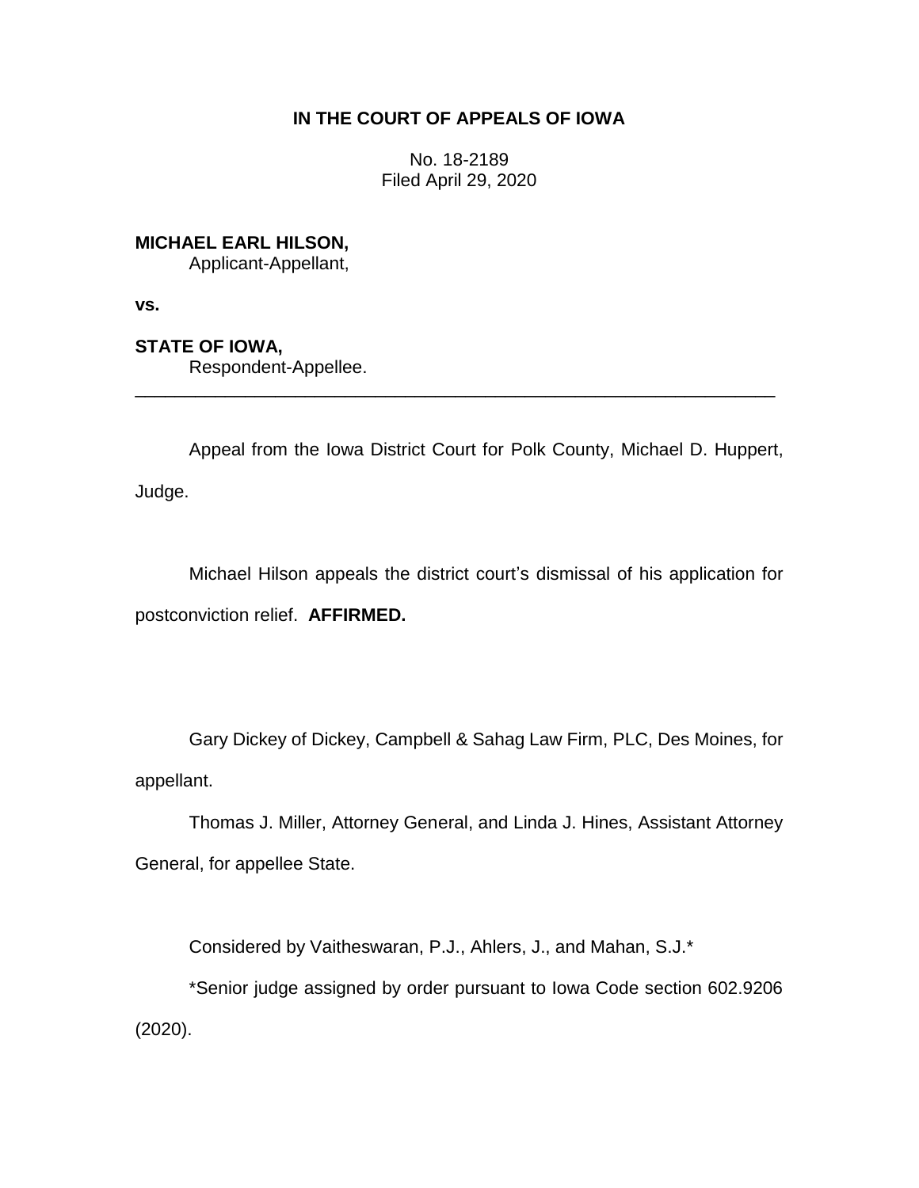**IN THE COURT OF APPEALS OF IOWA**

No. 18-2189
Filed April 29, 2020

**MICHAEL EARL HILSON,**
Applicant-Appellant,

**vs.**

**STATE OF IOWA,**
Respondent-Appellee.

---

Appeal from the Iowa District Court for Polk County, Michael D. Huppert, Judge.

Michael Hilson appeals the district court's dismissal of his application for postconviction relief. **AFFIRMED.**

Gary Dickey of Dickey, Campbell & Sahag Law Firm, PLC, Des Moines, for appellant.

Thomas J. Miller, Attorney General, and Linda J. Hines, Assistant Attorney General, for appellee State.

Considered by Vaitheswaran, P.J., Ahlers, J., and Mahan, S.J.*

*Senior judge assigned by order pursuant to Iowa Code section 602.9206 (2020).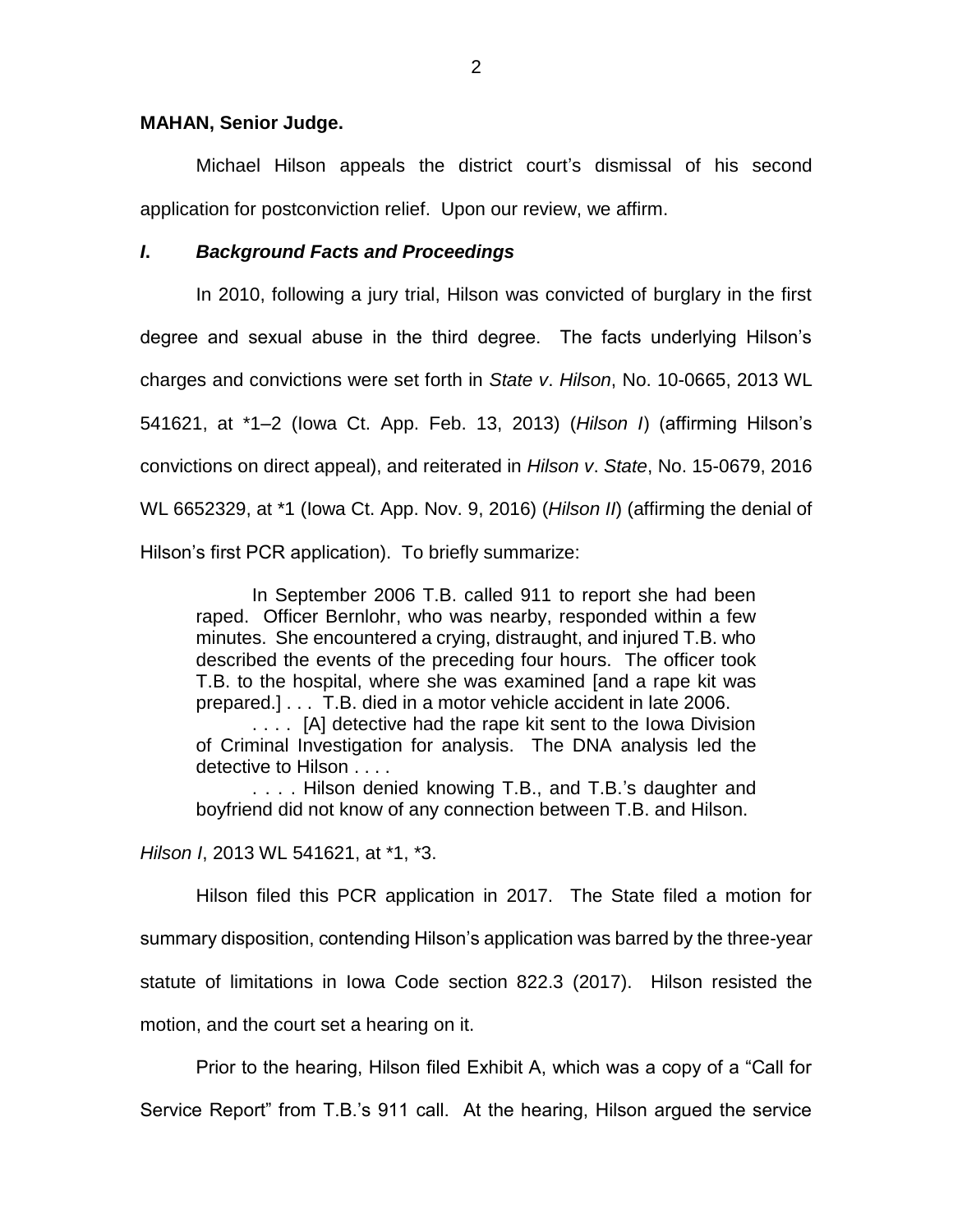**MAHAN, Senior Judge.**

Michael Hilson appeals the district court's dismissal of his second application for postconviction relief. Upon our review, we affirm.

### *I. Background Facts and Proceedings*

In 2010, following a jury trial, Hilson was convicted of burglary in the first degree and sexual abuse in the third degree. The facts underlying Hilson's charges and convictions were set forth in *State v. Hilson*, No. 10-0665, 2013 WL 541621, at *1–2 (Iowa Ct. App. Feb. 13, 2013) (*Hilson I*) (affirming Hilson's convictions on direct appeal), and reiterated in *Hilson v. State*, No. 15-0679, 2016 WL 6652329, at *1 (Iowa Ct. App. Nov. 9, 2016) (*Hilson II*) (affirming the denial of Hilson's first PCR application). To briefly summarize:

> In September 2006 T.B. called 911 to report she had been raped. Officer Bernlohr, who was nearby, responded within a few minutes. She encountered a crying, distraught, and injured T.B. who described the events of the preceding four hours. The officer took T.B. to the hospital, where she was examined [and a rape kit was prepared.] . . . T.B. died in a motor vehicle accident in late 2006.
>
> . . . . [A] detective had the rape kit sent to the Iowa Division of Criminal Investigation for analysis. The DNA analysis led the detective to Hilson . . . .
>
> . . . . Hilson denied knowing T.B., and T.B.'s daughter and boyfriend did not know of any connection between T.B. and Hilson.

*Hilson I*, 2013 WL 541621, at *1, *3.

Hilson filed this PCR application in 2017. The State filed a motion for summary disposition, contending Hilson's application was barred by the three-year statute of limitations in Iowa Code section 822.3 (2017). Hilson resisted the motion, and the court set a hearing on it.

Prior to the hearing, Hilson filed Exhibit A, which was a copy of a "Call for Service Report" from T.B.'s 911 call. At the hearing, Hilson argued the service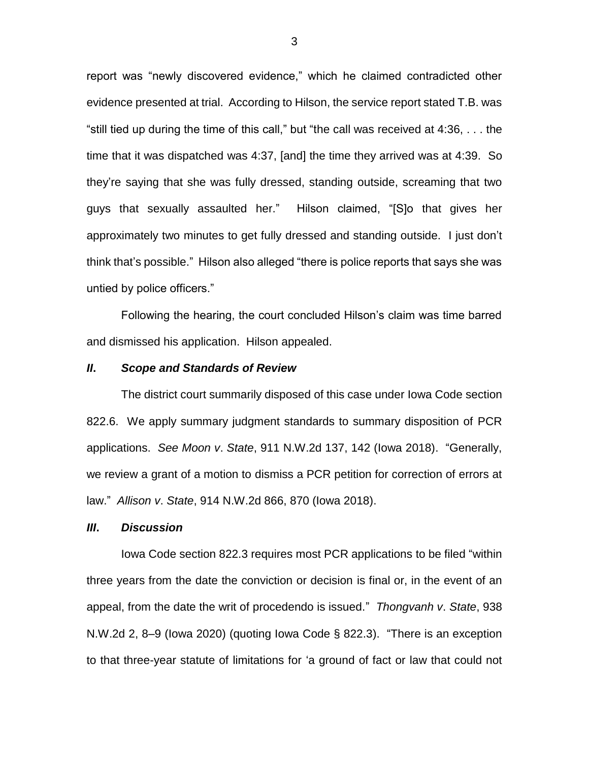report was "newly discovered evidence," which he claimed contradicted other evidence presented at trial. According to Hilson, the service report stated T.B. was "still tied up during the time of this call," but "the call was received at 4:36, . . . the time that it was dispatched was 4:37, [and] the time they arrived was at 4:39. So they're saying that she was fully dressed, standing outside, screaming that two guys that sexually assaulted her." Hilson claimed, "[S]o that gives her approximately two minutes to get fully dressed and standing outside. I just don't think that's possible." Hilson also alleged "there is police reports that says she was untied by police officers."

Following the hearing, the court concluded Hilson's claim was time barred and dismissed his application. Hilson appealed.

## *II. Scope and Standards of Review*

The district court summarily disposed of this case under Iowa Code section 822.6. We apply summary judgment standards to summary disposition of PCR applications. *See Moon v. State*, 911 N.W.2d 137, 142 (Iowa 2018). "Generally, we review a grant of a motion to dismiss a PCR petition for correction of errors at law." *Allison v. State*, 914 N.W.2d 866, 870 (Iowa 2018).

## *III. Discussion*

Iowa Code section 822.3 requires most PCR applications to be filed "within three years from the date the conviction or decision is final or, in the event of an appeal, from the date the writ of procedendo is issued." *Thongvanh v. State*, 938 N.W.2d 2, 8–9 (Iowa 2020) (quoting Iowa Code § 822.3). "There is an exception to that three-year statute of limitations for 'a ground of fact or law that could not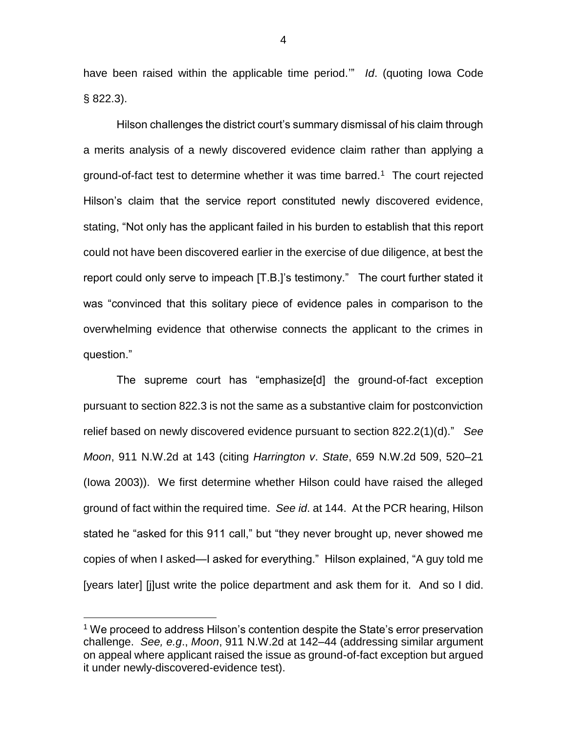have been raised within the applicable time period.'" *Id*. (quoting Iowa Code § 822.3).

Hilson challenges the district court's summary dismissal of his claim through a merits analysis of a newly discovered evidence claim rather than applying a ground-of-fact test to determine whether it was time barred.[1] The court rejected Hilson's claim that the service report constituted newly discovered evidence, stating, "Not only has the applicant failed in his burden to establish that this report could not have been discovered earlier in the exercise of due diligence, at best the report could only serve to impeach [T.B.]'s testimony." The court further stated it was "convinced that this solitary piece of evidence pales in comparison to the overwhelming evidence that otherwise connects the applicant to the crimes in question."

The supreme court has "emphasize[d] the ground-of-fact exception pursuant to section 822.3 is not the same as a substantive claim for postconviction relief based on newly discovered evidence pursuant to section 822.2(1)(d)." *See Moon*, 911 N.W.2d at 143 (citing *Harrington v. State*, 659 N.W.2d 509, 520–21 (Iowa 2003)). We first determine whether Hilson could have raised the alleged ground of fact within the required time. *See id*. at 144. At the PCR hearing, Hilson stated he "asked for this 911 call," but "they never brought up, never showed me copies of when I asked—I asked for everything." Hilson explained, "A guy told me [years later] [j]ust write the police department and ask them for it. And so I did.

---

[1] We proceed to address Hilson's contention despite the State's error preservation challenge. *See, e.g.*, *Moon*, 911 N.W.2d at 142–44 (addressing similar argument on appeal where applicant raised the issue as ground-of-fact exception but argued it under newly-discovered-evidence test).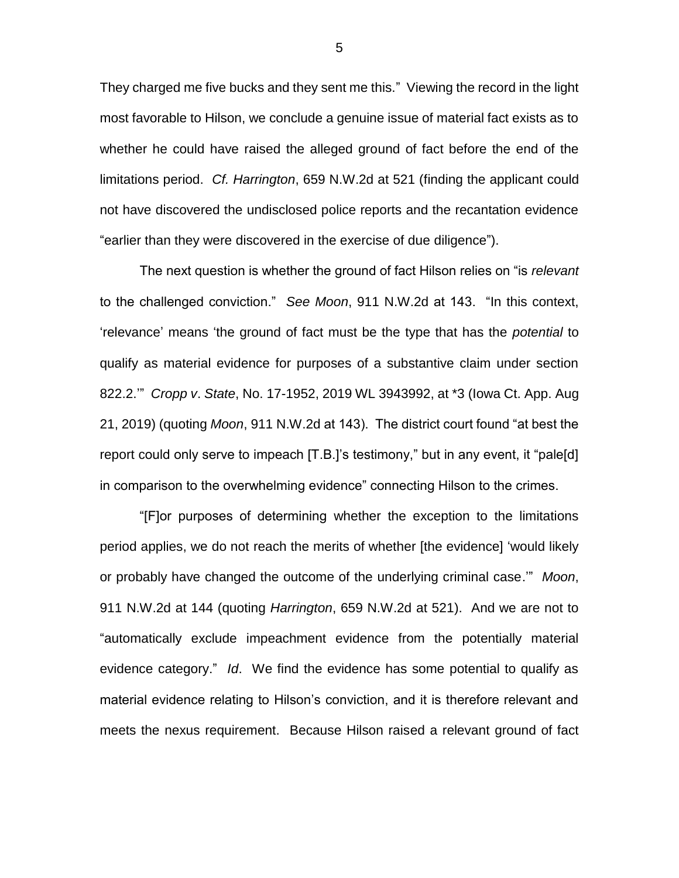They charged me five bucks and they sent me this." Viewing the record in the light most favorable to Hilson, we conclude a genuine issue of material fact exists as to whether he could have raised the alleged ground of fact before the end of the limitations period. *Cf. Harrington*, 659 N.W.2d at 521 (finding the applicant could not have discovered the undisclosed police reports and the recantation evidence "earlier than they were discovered in the exercise of due diligence").

The next question is whether the ground of fact Hilson relies on "is *relevant* to the challenged conviction." *See Moon*, 911 N.W.2d at 143. "In this context, 'relevance' means 'the ground of fact must be the type that has the *potential* to qualify as material evidence for purposes of a substantive claim under section 822.2.'" *Cropp v. State*, No. 17-1952, 2019 WL 3943992, at *3 (Iowa Ct. App. Aug 21, 2019) (quoting *Moon*, 911 N.W.2d at 143). The district court found "at best the report could only serve to impeach [T.B.]'s testimony," but in any event, it "pale[d] in comparison to the overwhelming evidence" connecting Hilson to the crimes.

"[F]or purposes of determining whether the exception to the limitations period applies, we do not reach the merits of whether [the evidence] 'would likely or probably have changed the outcome of the underlying criminal case.'" *Moon*, 911 N.W.2d at 144 (quoting *Harrington*, 659 N.W.2d at 521). And we are not to "automatically exclude impeachment evidence from the potentially material evidence category." *Id*. We find the evidence has some potential to qualify as material evidence relating to Hilson's conviction, and it is therefore relevant and meets the nexus requirement. Because Hilson raised a relevant ground of fact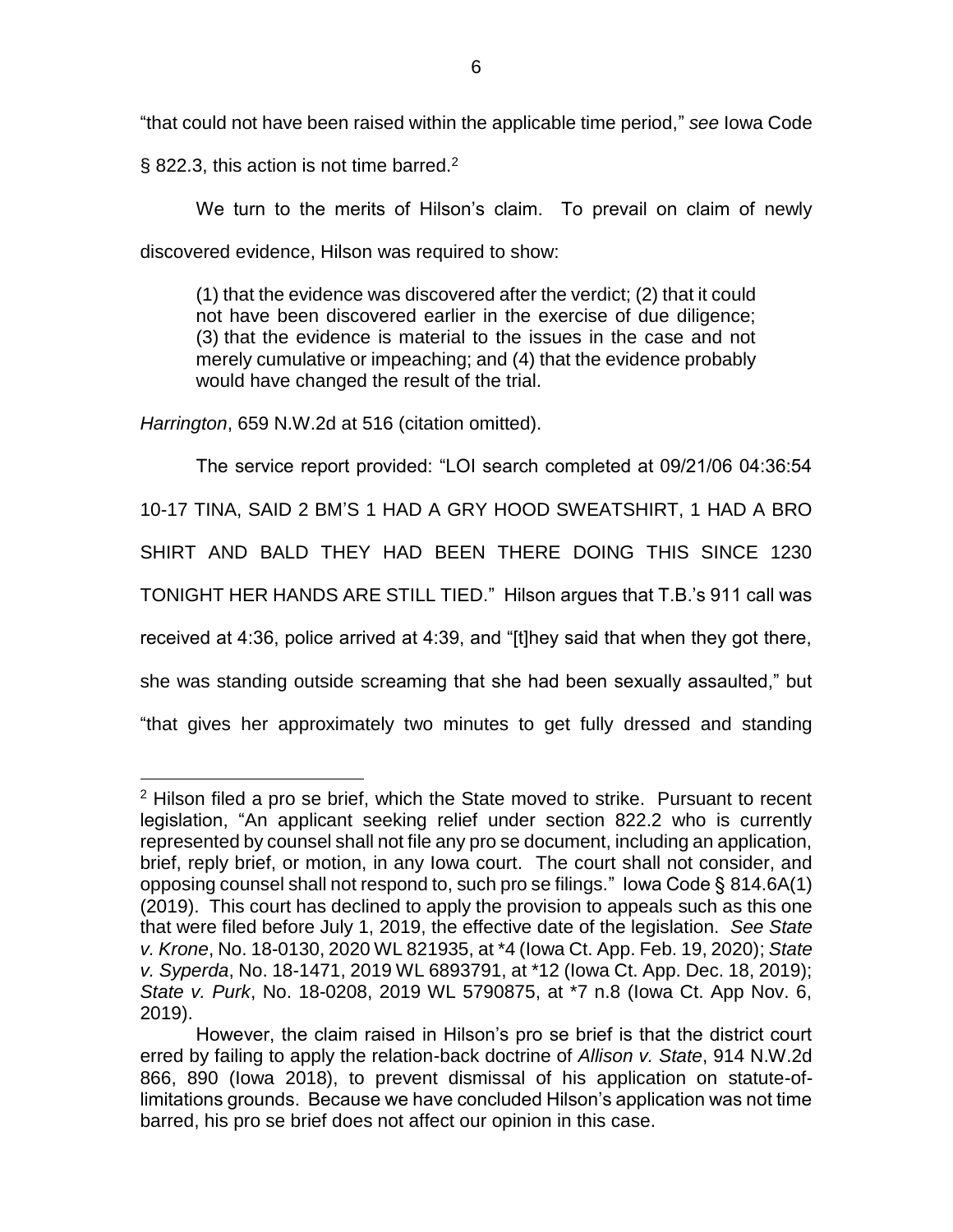"that could not have been raised within the applicable time period," *see* Iowa Code § 822.3, this action is not time barred.[2]

We turn to the merits of Hilson's claim. To prevail on claim of newly discovered evidence, Hilson was required to show:

> (1) that the evidence was discovered after the verdict; (2) that it could not have been discovered earlier in the exercise of due diligence; (3) that the evidence is material to the issues in the case and not merely cumulative or impeaching; and (4) that the evidence probably would have changed the result of the trial.

*Harrington*, 659 N.W.2d at 516 (citation omitted).

The service report provided: "LOI search completed at 09/21/06 04:36:54 10-17 TINA, SAID 2 BM'S 1 HAD A GRY HOOD SWEATSHIRT, 1 HAD A BRO SHIRT AND BALD THEY HAD BEEN THERE DOING THIS SINCE 1230 TONIGHT HER HANDS ARE STILL TIED." Hilson argues that T.B.'s 911 call was received at 4:36, police arrived at 4:39, and "[t]hey said that when they got there, she was standing outside screaming that she had been sexually assaulted," but "that gives her approximately two minutes to get fully dressed and standing

---

[2] Hilson filed a pro se brief, which the State moved to strike. Pursuant to recent legislation, "An applicant seeking relief under section 822.2 who is currently represented by counsel shall not file any pro se document, including an application, brief, reply brief, or motion, in any Iowa court. The court shall not consider, and opposing counsel shall not respond to, such pro se filings." Iowa Code § 814.6A(1) (2019). This court has declined to apply the provision to appeals such as this one that were filed before July 1, 2019, the effective date of the legislation. *See State v. Krone*, No. 18-0130, 2020 WL 821935, at *4 (Iowa Ct. App. Feb. 19, 2020); *State v. Syperda*, No. 18-1471, 2019 WL 6893791, at *12 (Iowa Ct. App. Dec. 18, 2019); *State v. Purk*, No. 18-0208, 2019 WL 5790875, at *7 n.8 (Iowa Ct. App Nov. 6, 2019).

However, the claim raised in Hilson's pro se brief is that the district court erred by failing to apply the relation-back doctrine of *Allison v. State*, 914 N.W.2d 866, 890 (Iowa 2018), to prevent dismissal of his application on statute-of-limitations grounds. Because we have concluded Hilson's application was not time barred, his pro se brief does not affect our opinion in this case.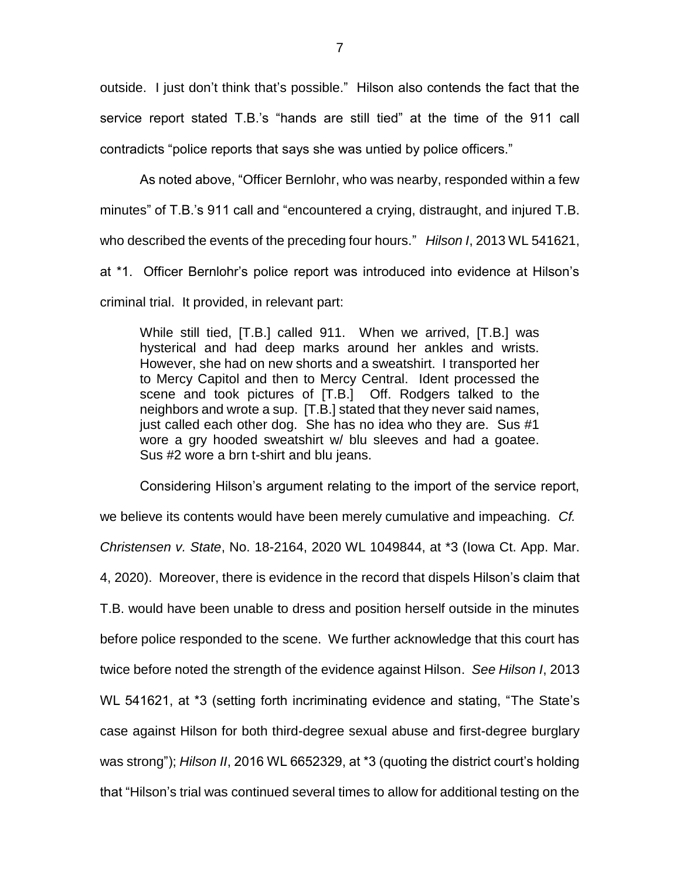outside. I just don't think that's possible." Hilson also contends the fact that the service report stated T.B.'s "hands are still tied" at the time of the 911 call contradicts "police reports that says she was untied by police officers."

As noted above, "Officer Bernlohr, who was nearby, responded within a few minutes" of T.B.'s 911 call and "encountered a crying, distraught, and injured T.B. who described the events of the preceding four hours." *Hilson I*, 2013 WL 541621, at *1. Officer Bernlohr's police report was introduced into evidence at Hilson's criminal trial. It provided, in relevant part:

> While still tied, [T.B.] called 911. When we arrived, [T.B.] was hysterical and had deep marks around her ankles and wrists. However, she had on new shorts and a sweatshirt. I transported her to Mercy Capitol and then to Mercy Central. Ident processed the scene and took pictures of [T.B.] Off. Rodgers talked to the neighbors and wrote a sup. [T.B.] stated that they never said names, just called each other dog. She has no idea who they are. Sus #1 wore a gry hooded sweatshirt w/ blu sleeves and had a goatee. Sus #2 wore a brn t-shirt and blu jeans.

Considering Hilson's argument relating to the import of the service report, we believe its contents would have been merely cumulative and impeaching. *Cf. Christensen v. State*, No. 18-2164, 2020 WL 1049844, at *3 (Iowa Ct. App. Mar. 4, 2020). Moreover, there is evidence in the record that dispels Hilson's claim that T.B. would have been unable to dress and position herself outside in the minutes before police responded to the scene. We further acknowledge that this court has twice before noted the strength of the evidence against Hilson. *See Hilson I*, 2013 WL 541621, at *3 (setting forth incriminating evidence and stating, "The State's case against Hilson for both third-degree sexual abuse and first-degree burglary was strong"); *Hilson II*, 2016 WL 6652329, at *3 (quoting the district court's holding that "Hilson's trial was continued several times to allow for additional testing on the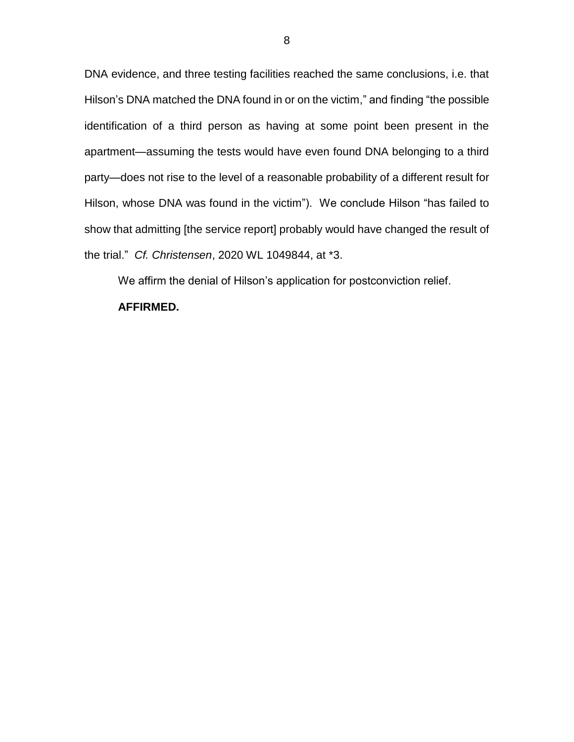DNA evidence, and three testing facilities reached the same conclusions, i.e. that Hilson's DNA matched the DNA found in or on the victim," and finding "the possible identification of a third person as having at some point been present in the apartment—assuming the tests would have even found DNA belonging to a third party—does not rise to the level of a reasonable probability of a different result for Hilson, whose DNA was found in the victim"). We conclude Hilson "has failed to show that admitting [the service report] probably would have changed the result of the trial." *Cf. Christensen*, 2020 WL 1049844, at *3.

We affirm the denial of Hilson's application for postconviction relief.

**AFFIRMED.**